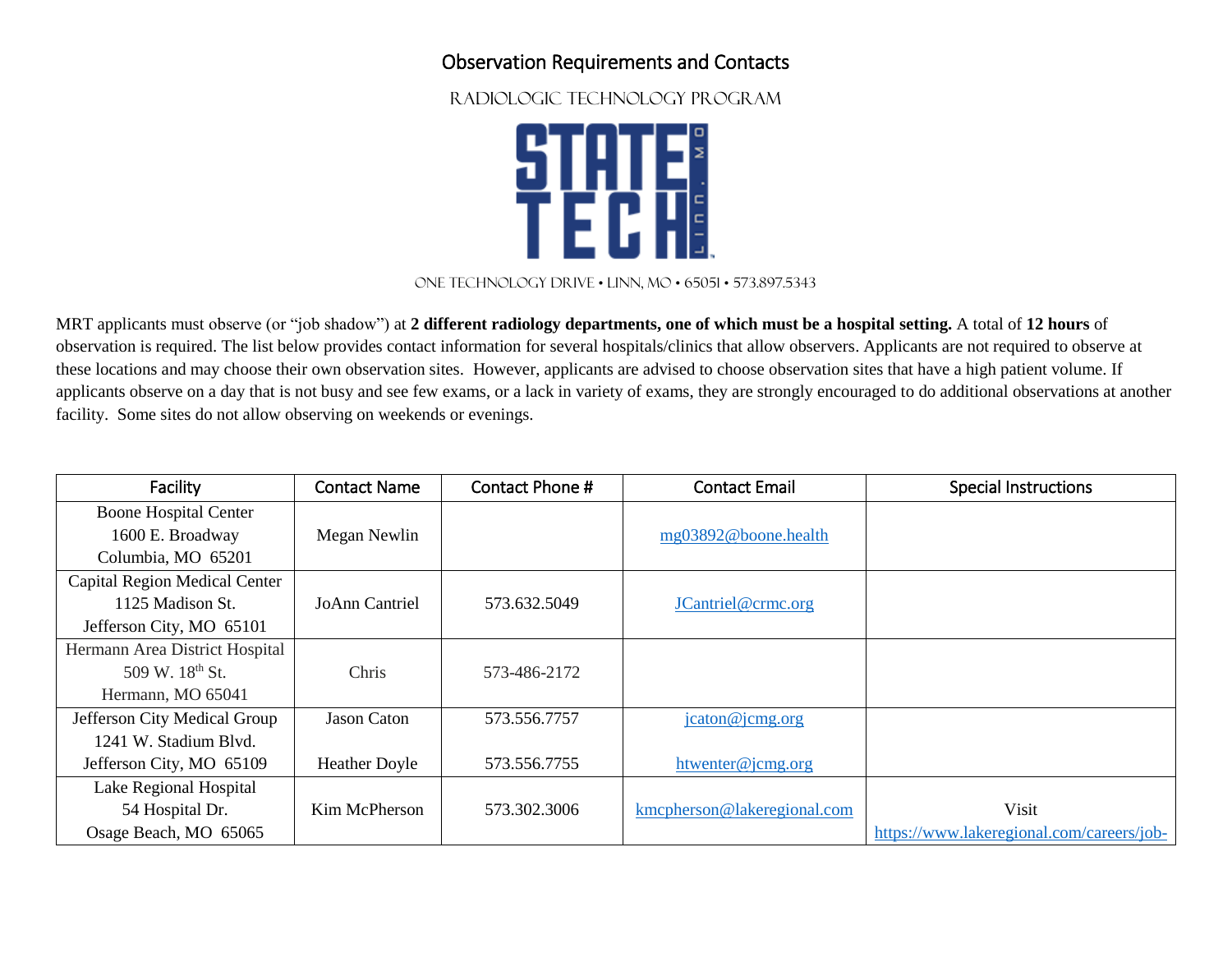# Observation Requirements and Contacts

## Radiologic Technology Program

STATE TECH LINN, MO

ONE TECHNOLOGY DRIVE • LINN, MO • 65051 • 573.897.5343

MRT applicants must observe (or "job shadow") at **2 different radiology departments, one of which must be a hospital setting.** A total of **12 hours** of observation is required. The list below provides contact information for several hospitals/clinics that allow observers. Applicants are not required to observe at these locations and may choose their own observation sites. However, applicants are advised to choose observation sites that have a high patient volume. If applicants observe on a day that is not busy and see few exams, or a lack in variety of exams, they are strongly encouraged to do additional observations at another facility. Some sites do not allow observing on weekends or evenings.

| Facility | Contact Name | Contact Phone # | Contact Email | Special Instructions |
|---|---|---|---|---|
| Boone Hospital Center<br>1600 E. Broadway<br>Columbia, MO 65201 | Megan Newlin | | mg03892@boone.health | |
| Capital Region Medical Center<br>1125 Madison St.<br>Jefferson City, MO 65101 | JoAnn Cantriel | 573.632.5049 | JCantriel@crmc.org | |
| Hermann Area District Hospital<br>509 W. 18th St.<br>Hermann, MO 65041 | Chris | 573-486-2172 | | |
| Jefferson City Medical Group<br>1241 W. Stadium Blvd.<br>Jefferson City, MO 65109 | Jason Caton<br><br>Heather Doyle | 573.556.7757<br><br>573.556.7755 | jcaton@jcmg.org<br><br>htwenter@jcmg.org | |
| Lake Regional Hospital<br>54 Hospital Dr.<br>Osage Beach, MO 65065 | Kim McPherson | 573.302.3006 | kmcpherson@lakeregional.com | Visit<br>https://www.lakeregional.com/careers/job- |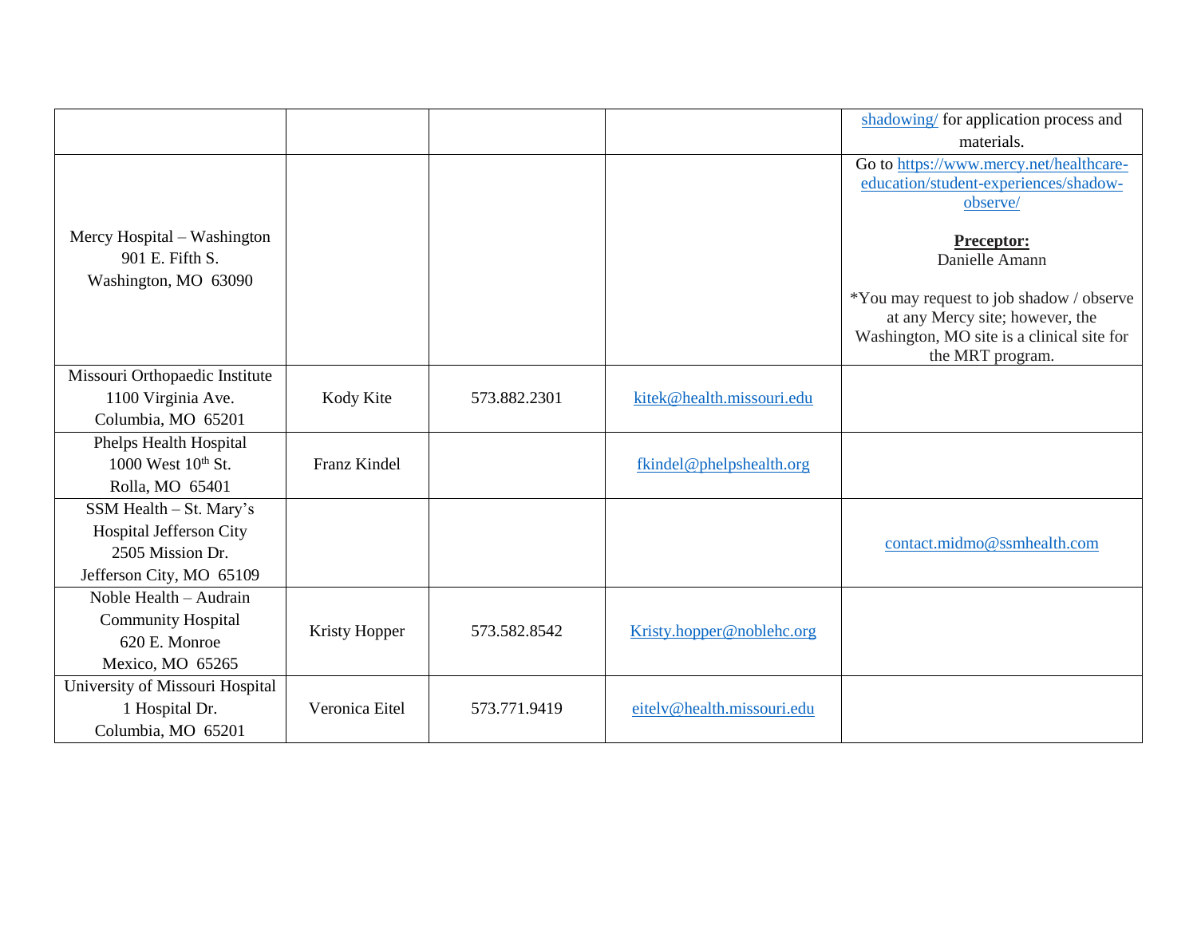| | | | | |
|---|---|---|---|---|
| | | | | shadowing/ for application process and materials. |
| Mercy Hospital – Washington<br>901 E. Fifth S.<br>Washington, MO 63090 | | | | Go to https://www.mercy.net/healthcare-education/student-experiences/shadow-observe/<br><br>**Preceptor:**<br>Danielle Amann<br><br>*You may request to job shadow / observe at any Mercy site; however, the Washington, MO site is a clinical site for the MRT program. |
| Missouri Orthopaedic Institute<br>1100 Virginia Ave.<br>Columbia, MO 65201 | Kody Kite | 573.882.2301 | kitek@health.missouri.edu | |
| Phelps Health Hospital<br>1000 West 10th St.<br>Rolla, MO 65401 | Franz Kindel | | fkindel@phelpshealth.org | |
| SSM Health – St. Mary's Hospital Jefferson City<br>2505 Mission Dr.<br>Jefferson City, MO 65109 | | | | contact.midmo@ssmhealth.com |
| Noble Health – Audrain Community Hospital<br>620 E. Monroe<br>Mexico, MO 65265 | Kristy Hopper | 573.582.8542 | Kristy.hopper@noblehc.org | |
| University of Missouri Hospital<br>1 Hospital Dr.<br>Columbia, MO 65201 | Veronica Eitel | 573.771.9419 | eitelv@health.missouri.edu | |